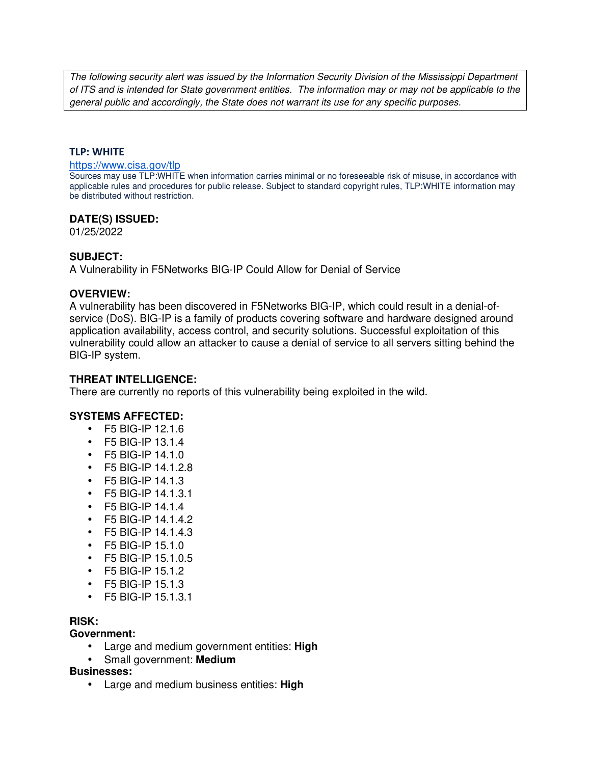*The following security alert was issued by the Information Security Division of the Mississippi Department of ITS and is intended for State government entities. The information may or may not be applicable to the general public and accordingly, the State does not warrant its use for any specific purposes.*

**TLP: WHITE**

https://www.cisa.gov/tlp

Sources may use TLP:WHITE when information carries minimal or no foreseeable risk of misuse, in accordance with applicable rules and procedures for public release. Subject to standard copyright rules, TLP:WHITE information may be distributed without restriction.

**DATE(S) ISSUED:**

01/25/2022

**SUBJECT:**

A Vulnerability in F5Networks BIG-IP Could Allow for Denial of Service

**OVERVIEW:**

A vulnerability has been discovered in F5Networks BIG-IP, which could result in a denial-of-service (DoS). BIG-IP is a family of products covering software and hardware designed around application availability, access control, and security solutions. Successful exploitation of this vulnerability could allow an attacker to cause a denial of service to all servers sitting behind the BIG-IP system.

**THREAT INTELLIGENCE:**

There are currently no reports of this vulnerability being exploited in the wild.

**SYSTEMS AFFECTED:**

- F5 BIG-IP 12.1.6
- F5 BIG-IP 13.1.4
- F5 BIG-IP 14.1.0
- F5 BIG-IP 14.1.2.8
- F5 BIG-IP 14.1.3
- F5 BIG-IP 14.1.3.1
- F5 BIG-IP 14.1.4
- F5 BIG-IP 14.1.4.2
- F5 BIG-IP 14.1.4.3
- F5 BIG-IP 15.1.0
- F5 BIG-IP 15.1.0.5
- F5 BIG-IP 15.1.2
- F5 BIG-IP 15.1.3
- F5 BIG-IP 15.1.3.1

**RISK:**

**Government:**

- Large and medium government entities: **High**
- Small government: **Medium**

**Businesses:**

- Large and medium business entities: **High**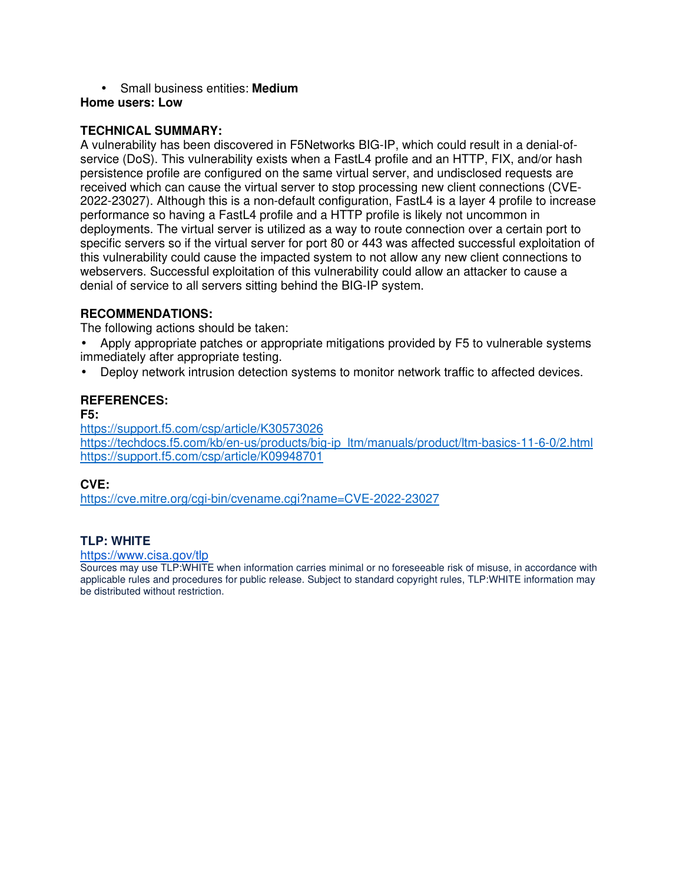- Small business entities: **Medium**

**Home users: Low**

**TECHNICAL SUMMARY:**

A vulnerability has been discovered in F5Networks BIG-IP, which could result in a denial-of-service (DoS). This vulnerability exists when a FastL4 profile and an HTTP, FIX, and/or hash persistence profile are configured on the same virtual server, and undisclosed requests are received which can cause the virtual server to stop processing new client connections (CVE-2022-23027). Although this is a non-default configuration, FastL4 is a layer 4 profile to increase performance so having a FastL4 profile and a HTTP profile is likely not uncommon in deployments. The virtual server is utilized as a way to route connection over a certain port to specific servers so if the virtual server for port 80 or 443 was affected successful exploitation of this vulnerability could cause the impacted system to not allow any new client connections to webservers. Successful exploitation of this vulnerability could allow an attacker to cause a denial of service to all servers sitting behind the BIG-IP system.

**RECOMMENDATIONS:**

The following actions should be taken:

- Apply appropriate patches or appropriate mitigations provided by F5 to vulnerable systems immediately after appropriate testing.
- Deploy network intrusion detection systems to monitor network traffic to affected devices.

**REFERENCES:**

**F5:**

https://support.f5.com/csp/article/K30573026
https://techdocs.f5.com/kb/en-us/products/big-ip_ltm/manuals/product/ltm-basics-11-6-0/2.html
https://support.f5.com/csp/article/K09948701

**CVE:**

https://cve.mitre.org/cgi-bin/cvename.cgi?name=CVE-2022-23027

**TLP: WHITE**

https://www.cisa.gov/tlp

Sources may use TLP:WHITE when information carries minimal or no foreseeable risk of misuse, in accordance with applicable rules and procedures for public release. Subject to standard copyright rules, TLP:WHITE information may be distributed without restriction.